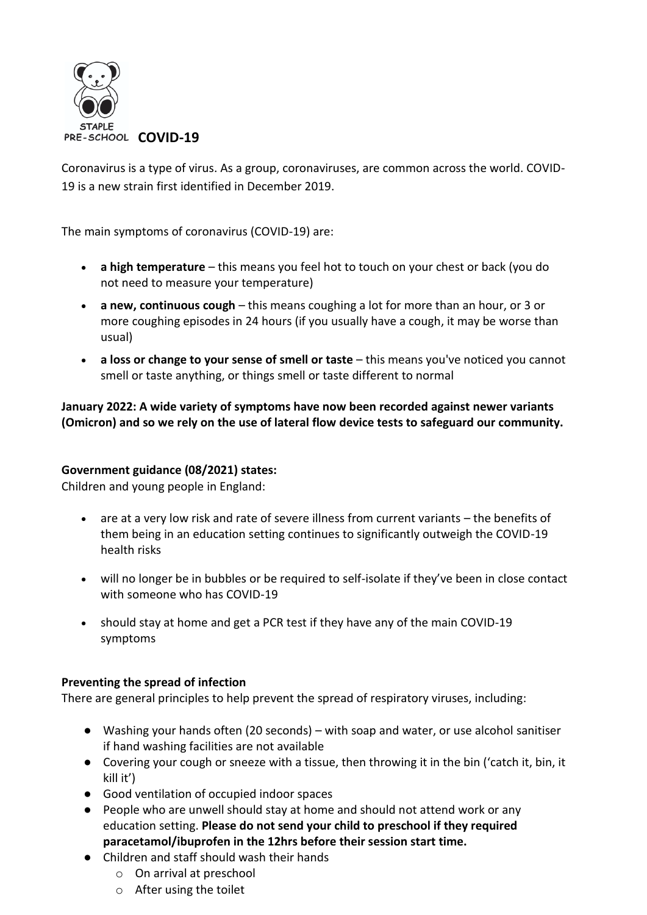STAPLE PRE-SCHOOL

# COVID-19

Coronavirus is a type of virus. As a group, coronaviruses, are common across the world. COVID-19 is a new strain first identified in December 2019.

The main symptoms of coronavirus (COVID-19) are:

- **a high temperature** – this means you feel hot to touch on your chest or back (you do not need to measure your temperature)
- **a new, continuous cough** – this means coughing a lot for more than an hour, or 3 or more coughing episodes in 24 hours (if you usually have a cough, it may be worse than usual)
- **a loss or change to your sense of smell or taste** – this means you've noticed you cannot smell or taste anything, or things smell or taste different to normal

**January 2022: A wide variety of symptoms have now been recorded against newer variants (Omicron) and so we rely on the use of lateral flow device tests to safeguard our community.**

**Government guidance (08/2021) states:**

Children and young people in England:

- are at a very low risk and rate of severe illness from current variants – the benefits of them being in an education setting continues to significantly outweigh the COVID-19 health risks
- will no longer be in bubbles or be required to self-isolate if they've been in close contact with someone who has COVID-19
- should stay at home and get a PCR test if they have any of the main COVID-19 symptoms

**Preventing the spread of infection**

There are general principles to help prevent the spread of respiratory viruses, including:

- Washing your hands often (20 seconds) – with soap and water, or use alcohol sanitiser if hand washing facilities are not available
- Covering your cough or sneeze with a tissue, then throwing it in the bin ('catch it, bin, it kill it')
- Good ventilation of occupied indoor spaces
- People who are unwell should stay at home and should not attend work or any education setting. **Please do not send your child to preschool if they required paracetamol/ibuprofen in the 12hrs before their session start time.**
- Children and staff should wash their hands
  - On arrival at preschool
  - After using the toilet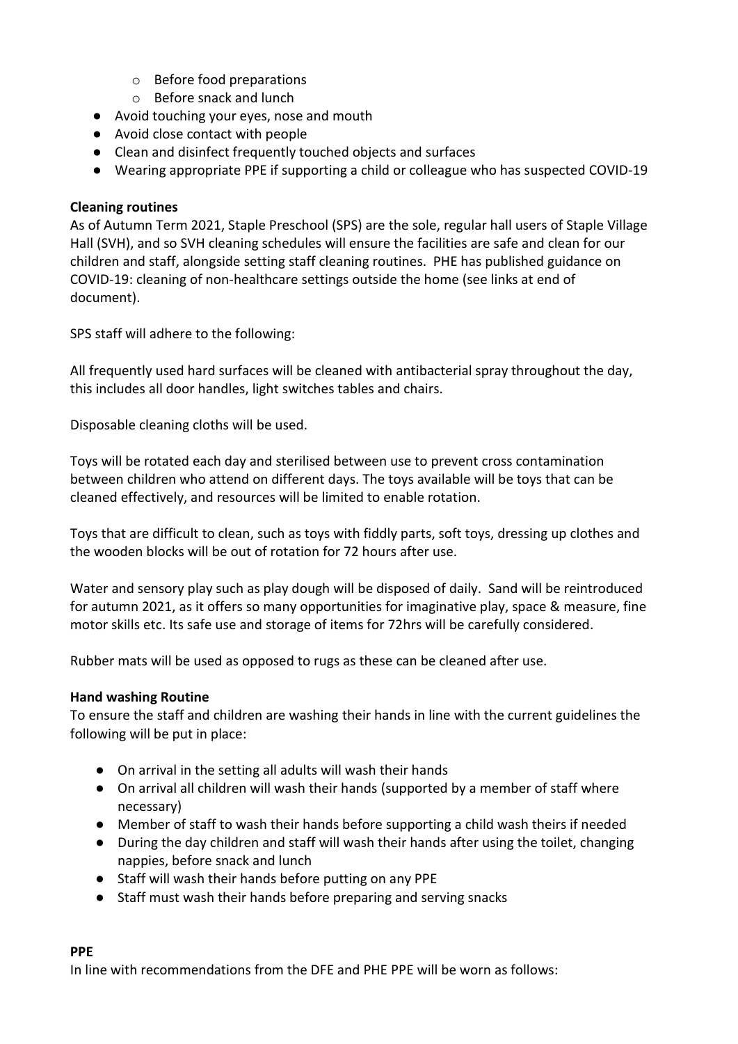- Before food preparations
    - Before snack and lunch
- Avoid touching your eyes, nose and mouth
- Avoid close contact with people
- Clean and disinfect frequently touched objects and surfaces
- Wearing appropriate PPE if supporting a child or colleague who has suspected COVID-19

**Cleaning routines**

As of Autumn Term 2021, Staple Preschool (SPS) are the sole, regular hall users of Staple Village Hall (SVH), and so SVH cleaning schedules will ensure the facilities are safe and clean for our children and staff, alongside setting staff cleaning routines. PHE has published guidance on COVID-19: cleaning of non-healthcare settings outside the home (see links at end of document).

SPS staff will adhere to the following:

All frequently used hard surfaces will be cleaned with antibacterial spray throughout the day, this includes all door handles, light switches tables and chairs.

Disposable cleaning cloths will be used.

Toys will be rotated each day and sterilised between use to prevent cross contamination between children who attend on different days. The toys available will be toys that can be cleaned effectively, and resources will be limited to enable rotation.

Toys that are difficult to clean, such as toys with fiddly parts, soft toys, dressing up clothes and the wooden blocks will be out of rotation for 72 hours after use.

Water and sensory play such as play dough will be disposed of daily. Sand will be reintroduced for autumn 2021, as it offers so many opportunities for imaginative play, space & measure, fine motor skills etc. Its safe use and storage of items for 72hrs will be carefully considered.

Rubber mats will be used as opposed to rugs as these can be cleaned after use.

**Hand washing Routine**

To ensure the staff and children are washing their hands in line with the current guidelines the following will be put in place:

- On arrival in the setting all adults will wash their hands
- On arrival all children will wash their hands (supported by a member of staff where necessary)
- Member of staff to wash their hands before supporting a child wash theirs if needed
- During the day children and staff will wash their hands after using the toilet, changing nappies, before snack and lunch
- Staff will wash their hands before putting on any PPE
- Staff must wash their hands before preparing and serving snacks

**PPE**

In line with recommendations from the DFE and PHE PPE will be worn as follows: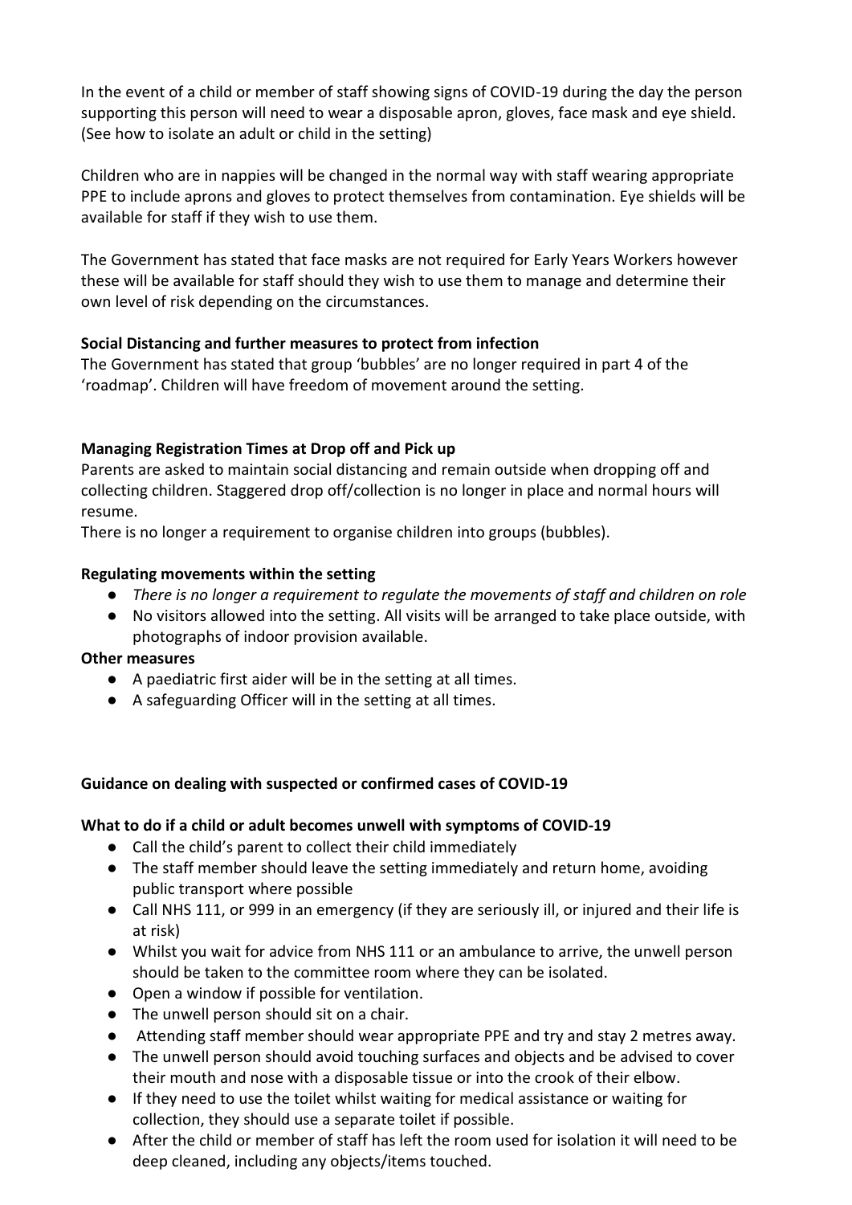In the event of a child or member of staff showing signs of COVID-19 during the day the person supporting this person will need to wear a disposable apron, gloves, face mask and eye shield. (See how to isolate an adult or child in the setting)

Children who are in nappies will be changed in the normal way with staff wearing appropriate PPE to include aprons and gloves to protect themselves from contamination. Eye shields will be available for staff if they wish to use them.

The Government has stated that face masks are not required for Early Years Workers however these will be available for staff should they wish to use them to manage and determine their own level of risk depending on the circumstances.

**Social Distancing and further measures to protect from infection**

The Government has stated that group 'bubbles' are no longer required in part 4 of the 'roadmap'. Children will have freedom of movement around the setting.

**Managing Registration Times at Drop off and Pick up**

Parents are asked to maintain social distancing and remain outside when dropping off and collecting children. Staggered drop off/collection is no longer in place and normal hours will resume.

There is no longer a requirement to organise children into groups (bubbles).

**Regulating movements within the setting**

- *There is no longer a requirement to regulate the movements of staff and children on role*
- No visitors allowed into the setting. All visits will be arranged to take place outside, with photographs of indoor provision available.

**Other measures**

- A paediatric first aider will be in the setting at all times.
- A safeguarding Officer will in the setting at all times.

**Guidance on dealing with suspected or confirmed cases of COVID-19**

**What to do if a child or adult becomes unwell with symptoms of COVID-19**

- Call the child's parent to collect their child immediately
- The staff member should leave the setting immediately and return home, avoiding public transport where possible
- Call NHS 111, or 999 in an emergency (if they are seriously ill, or injured and their life is at risk)
- Whilst you wait for advice from NHS 111 or an ambulance to arrive, the unwell person should be taken to the committee room where they can be isolated.
- Open a window if possible for ventilation.
- The unwell person should sit on a chair.
- Attending staff member should wear appropriate PPE and try and stay 2 metres away.
- The unwell person should avoid touching surfaces and objects and be advised to cover their mouth and nose with a disposable tissue or into the crook of their elbow.
- If they need to use the toilet whilst waiting for medical assistance or waiting for collection, they should use a separate toilet if possible.
- After the child or member of staff has left the room used for isolation it will need to be deep cleaned, including any objects/items touched.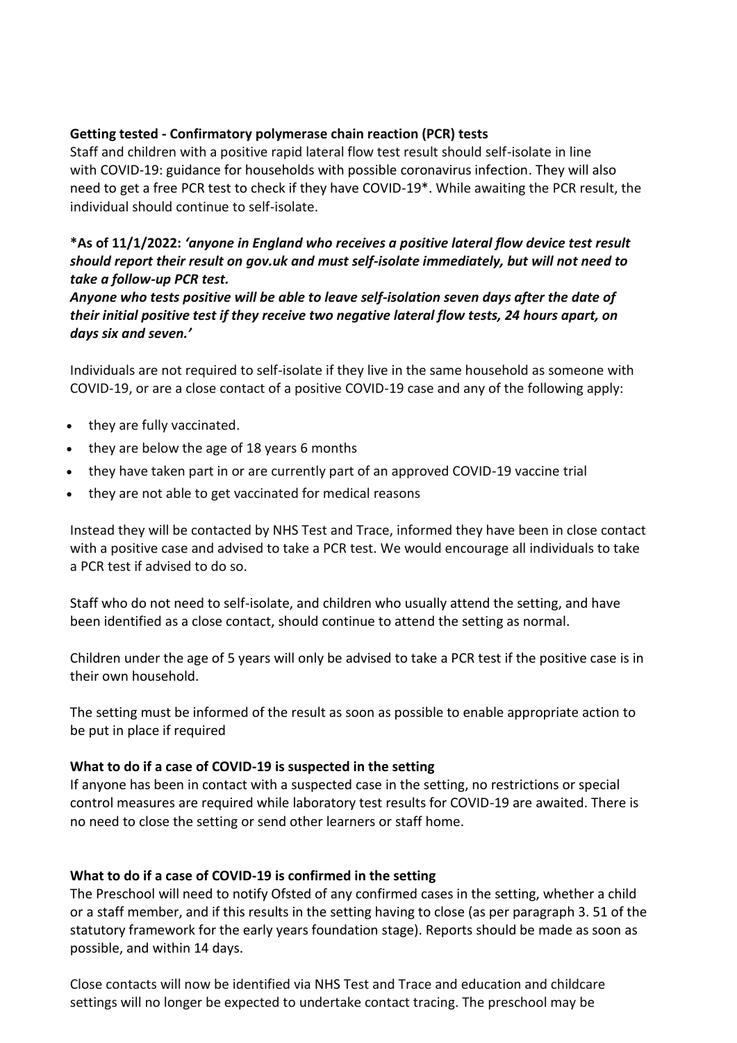**Getting tested - Confirmatory polymerase chain reaction (PCR) tests**

Staff and children with a positive rapid lateral flow test result should self-isolate in line with COVID-19: guidance for households with possible coronavirus infection. They will also need to get a free PCR test to check if they have COVID-19*. While awaiting the PCR result, the individual should continue to self-isolate.

***As of 11/1/2022:** ***'anyone in England who receives a positive lateral flow device test result should report their result on gov.uk and must self-isolate immediately, but will not need to take a follow-up PCR test.***

***Anyone who tests positive will be able to leave self-isolation seven days after the date of their initial positive test if they receive two negative lateral flow tests, 24 hours apart, on days six and seven.'***

Individuals are not required to self-isolate if they live in the same household as someone with COVID-19, or are a close contact of a positive COVID-19 case and any of the following apply:

- they are fully vaccinated.
- they are below the age of 18 years 6 months
- they have taken part in or are currently part of an approved COVID-19 vaccine trial
- they are not able to get vaccinated for medical reasons

Instead they will be contacted by NHS Test and Trace, informed they have been in close contact with a positive case and advised to take a PCR test. We would encourage all individuals to take a PCR test if advised to do so.

Staff who do not need to self-isolate, and children who usually attend the setting, and have been identified as a close contact, should continue to attend the setting as normal.

Children under the age of 5 years will only be advised to take a PCR test if the positive case is in their own household.

The setting must be informed of the result as soon as possible to enable appropriate action to be put in place if required

**What to do if a case of COVID-19 is suspected in the setting**

If anyone has been in contact with a suspected case in the setting, no restrictions or special control measures are required while laboratory test results for COVID-19 are awaited. There is no need to close the setting or send other learners or staff home.

**What to do if a case of COVID-19 is confirmed in the setting**

The Preschool will need to notify Ofsted of any confirmed cases in the setting, whether a child or a staff member, and if this results in the setting having to close (as per paragraph 3. 51 of the statutory framework for the early years foundation stage). Reports should be made as soon as possible, and within 14 days.

Close contacts will now be identified via NHS Test and Trace and education and childcare settings will no longer be expected to undertake contact tracing. The preschool may be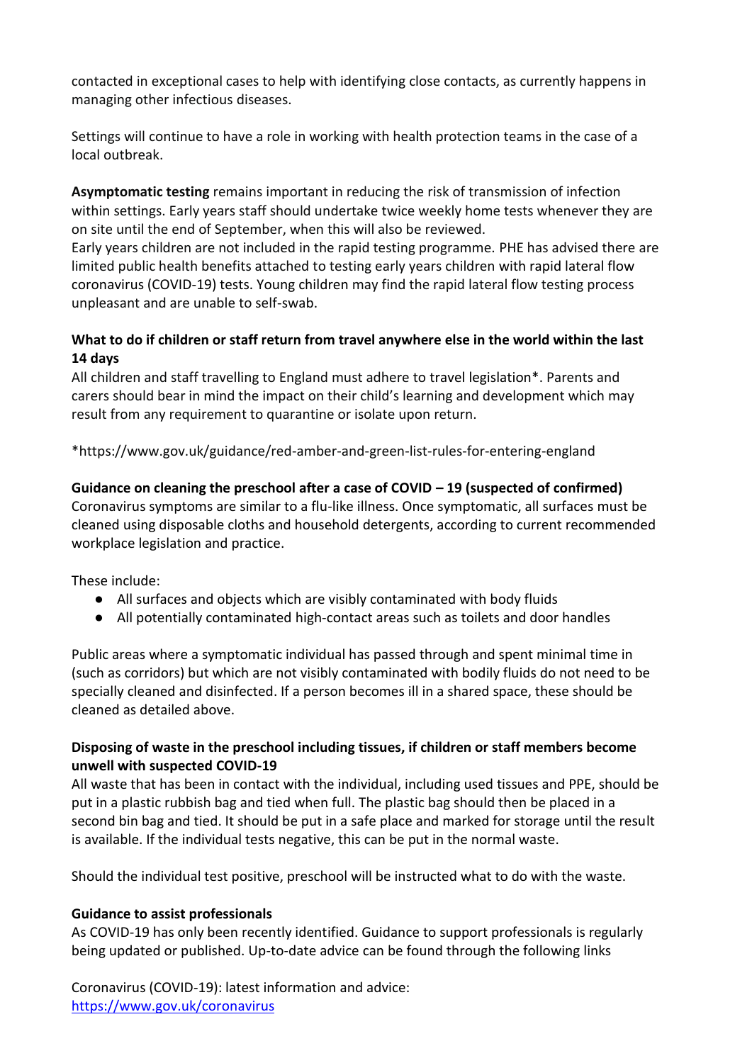contacted in exceptional cases to help with identifying close contacts, as currently happens in managing other infectious diseases.

Settings will continue to have a role in working with health protection teams in the case of a local outbreak.

**Asymptomatic testing** remains important in reducing the risk of transmission of infection within settings. Early years staff should undertake twice weekly home tests whenever they are on site until the end of September, when this will also be reviewed.
Early years children are not included in the rapid testing programme. PHE has advised there are limited public health benefits attached to testing early years children with rapid lateral flow coronavirus (COVID-19) tests. Young children may find the rapid lateral flow testing process unpleasant and are unable to self-swab.

**What to do if children or staff return from travel anywhere else in the world within the last 14 days**
All children and staff travelling to England must adhere to travel legislation*. Parents and carers should bear in mind the impact on their child's learning and development which may result from any requirement to quarantine or isolate upon return.

*https://www.gov.uk/guidance/red-amber-and-green-list-rules-for-entering-england

**Guidance on cleaning the preschool after a case of COVID – 19 (suspected of confirmed)**
Coronavirus symptoms are similar to a flu-like illness. Once symptomatic, all surfaces must be cleaned using disposable cloths and household detergents, according to current recommended workplace legislation and practice.

These include:

- All surfaces and objects which are visibly contaminated with body fluids
- All potentially contaminated high-contact areas such as toilets and door handles

Public areas where a symptomatic individual has passed through and spent minimal time in (such as corridors) but which are not visibly contaminated with bodily fluids do not need to be specially cleaned and disinfected. If a person becomes ill in a shared space, these should be cleaned as detailed above.

**Disposing of waste in the preschool including tissues, if children or staff members become unwell with suspected COVID-19**
All waste that has been in contact with the individual, including used tissues and PPE, should be put in a plastic rubbish bag and tied when full. The plastic bag should then be placed in a second bin bag and tied. It should be put in a safe place and marked for storage until the result is available. If the individual tests negative, this can be put in the normal waste.

Should the individual test positive, preschool will be instructed what to do with the waste.

**Guidance to assist professionals**
As COVID-19 has only been recently identified. Guidance to support professionals is regularly being updated or published. Up-to-date advice can be found through the following links

Coronavirus (COVID-19): latest information and advice:
https://www.gov.uk/coronavirus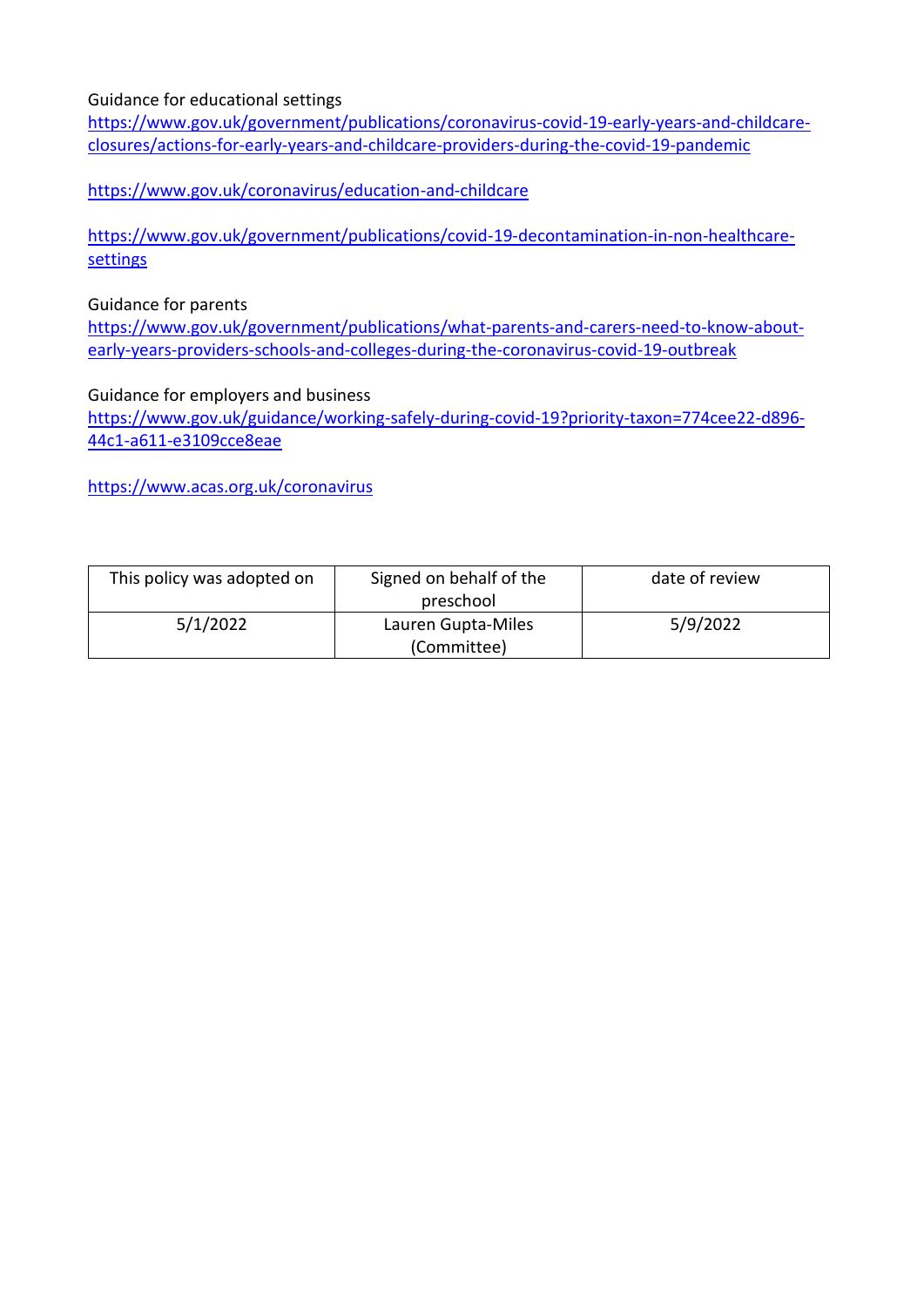Guidance for educational settings
https://www.gov.uk/government/publications/coronavirus-covid-19-early-years-and-childcare-closures/actions-for-early-years-and-childcare-providers-during-the-covid-19-pandemic

https://www.gov.uk/coronavirus/education-and-childcare

https://www.gov.uk/government/publications/covid-19-decontamination-in-non-healthcare-settings

Guidance for parents
https://www.gov.uk/government/publications/what-parents-and-carers-need-to-know-about-early-years-providers-schools-and-colleges-during-the-coronavirus-covid-19-outbreak

Guidance for employers and business
https://www.gov.uk/guidance/working-safely-during-covid-19?priority-taxon=774cee22-d896-44c1-a611-e3109cce8eae

https://www.acas.org.uk/coronavirus

| This policy was adopted on | Signed on behalf of the preschool | date of review |
|---|---|---|
| 5/1/2022 | Lauren Gupta-Miles (Committee) | 5/9/2022 |